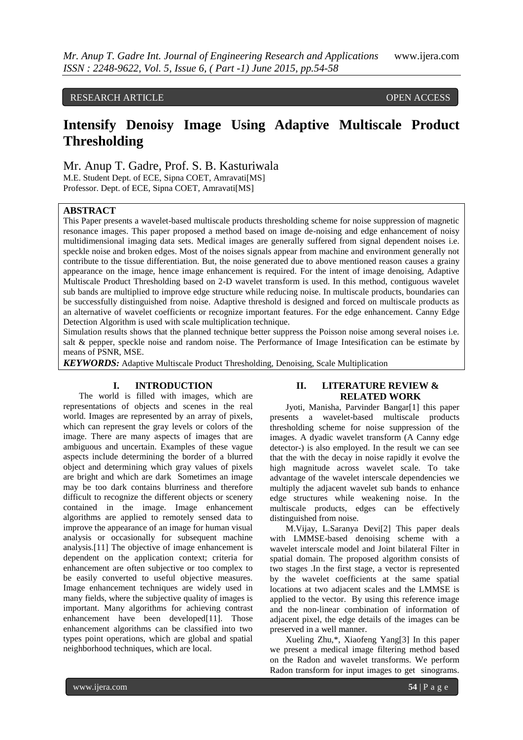RESEARCH ARTICLE OPEN ACCESS

# Intensify Denoisy Image Using Adaptive Multiscale Product Thresholding

Mr. Anup T. Gadre, Prof. S. B. Kasturiwala

M.E. Student Dept. of ECE, Sipna COET, Amravati[MS]
Professor. Dept. of ECE, Sipna COET, Amravati[MS]

## ABSTRACT

This Paper presents a wavelet-based multiscale products thresholding scheme for noise suppression of magnetic resonance images. This paper proposed a method based on image de-noising and edge enhancement of noisy multidimensional imaging data sets. Medical images are generally suffered from signal dependent noises i.e. speckle noise and broken edges. Most of the noises signals appear from machine and environment generally not contribute to the tissue differentiation. But, the noise generated due to above mentioned reason causes a grainy appearance on the image, hence image enhancement is required. For the intent of image denoising, Adaptive Multiscale Product Thresholding based on 2-D wavelet transform is used. In this method, contiguous wavelet sub bands are multiplied to improve edge structure while reducing noise. In multiscale products, boundaries can be successfully distinguished from noise. Adaptive threshold is designed and forced on multiscale products as an alternative of wavelet coefficients or recognize important features. For the edge enhancement. Canny Edge Detection Algorithm is used with scale multiplication technique.

Simulation results shows that the planned technique better suppress the Poisson noise among several noises i.e. salt & pepper, speckle noise and random noise. The Performance of Image Intesification can be estimate by means of PSNR, MSE.

***KEYWORDS:*** Adaptive Multiscale Product Thresholding, Denoising, Scale Multiplication

## I. INTRODUCTION

The world is filled with images, which are representations of objects and scenes in the real world. Images are represented by an array of pixels, which can represent the gray levels or colors of the image. There are many aspects of images that are ambiguous and uncertain. Examples of these vague aspects include determining the border of a blurred object and determining which gray values of pixels are bright and which are dark Sometimes an image may be too dark contains blurriness and therefore difficult to recognize the different objects or scenery contained in the image. Image enhancement algorithms are applied to remotely sensed data to improve the appearance of an image for human visual analysis or occasionally for subsequent machine analysis.[11] The objective of image enhancement is dependent on the application context; criteria for enhancement are often subjective or too complex to be easily converted to useful objective measures. Image enhancement techniques are widely used in many fields, where the subjective quality of images is important. Many algorithms for achieving contrast enhancement have been developed[11]. Those enhancement algorithms can be classified into two types point operations, which are global and spatial neighborhood techniques, which are local.

## II. LITERATURE REVIEW & RELATED WORK

Jyoti, Manisha, Parvinder Bangar[1] this paper presents a wavelet-based multiscale products thresholding scheme for noise suppression of the images. A dyadic wavelet transform (A Canny edge detector-) is also employed. In the result we can see that the with the decay in noise rapidly it evolve the high magnitude across wavelet scale. To take advantage of the wavelet interscale dependencies we multiply the adjacent wavelet sub bands to enhance edge structures while weakening noise. In the multiscale products, edges can be effectively distinguished from noise.

M.Vijay, L.Saranya Devi[2] This paper deals with LMMSE-based denoising scheme with a wavelet interscale model and Joint bilateral Filter in spatial domain. The proposed algorithm consists of two stages .In the first stage, a vector is represented by the wavelet coefficients at the same spatial locations at two adjacent scales and the LMMSE is applied to the vector. By using this reference image and the non-linear combination of information of adjacent pixel, the edge details of the images can be preserved in a well manner.

Xueling Zhu,*, Xiaofeng Yang[3] In this paper we present a medical image filtering method based on the Radon and wavelet transforms. We perform Radon transform for input images to get sinograms.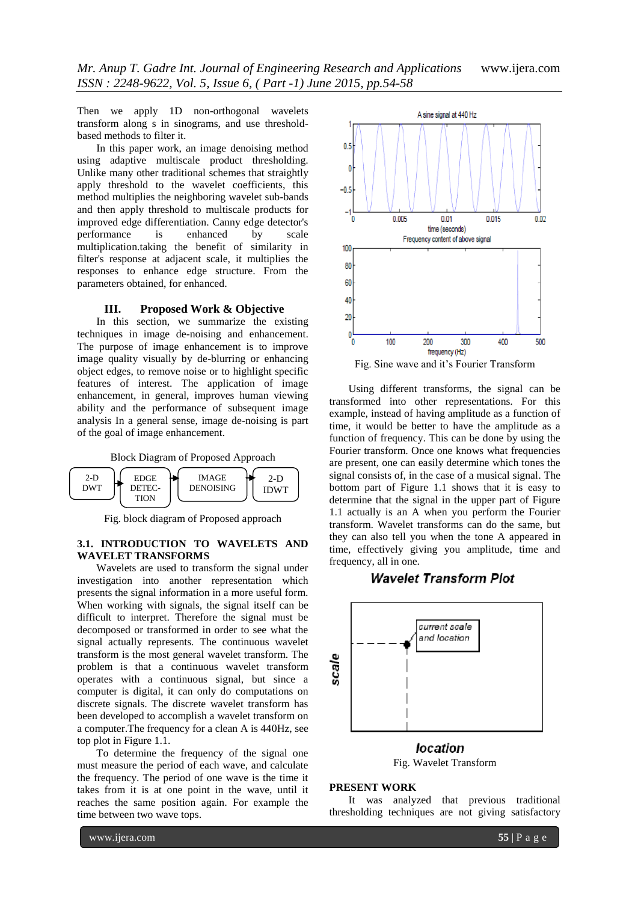Then we apply 1D non-orthogonal wavelets transform along s in sinograms, and use threshold-based methods to filter it.

In this paper work, an image denoising method using adaptive multiscale product thresholding. Unlike many other traditional schemes that straightly apply threshold to the wavelet coefficients, this method multiplies the neighboring wavelet sub-bands and then apply threshold to multiscale products for improved edge differentiation. Canny edge detector's performance is enhanced by scale multiplication.taking the benefit of similarity in filter's response at adjacent scale, it multiplies the responses to enhance edge structure. From the parameters obtained, for enhanced.

## III. Proposed Work & Objective

In this section, we summarize the existing techniques in image de-noising and enhancement. The purpose of image enhancement is to improve image quality visually by de-blurring or enhancing object edges, to remove noise or to highlight specific features of interest. The application of image enhancement, in general, improves human viewing ability and the performance of subsequent image analysis In a general sense, image de-noising is part of the goal of image enhancement.

Block Diagram of Proposed Approach

2-D DWT → EDGE DETEC-TION → IMAGE DENOISING → 2-D IDWT

Fig. block diagram of Proposed approach

### 3.1. INTRODUCTION TO WAVELETS AND WAVELET TRANSFORMS

Wavelets are used to transform the signal under investigation into another representation which presents the signal information in a more useful form. When working with signals, the signal itself can be difficult to interpret. Therefore the signal must be decomposed or transformed in order to see what the signal actually represents. The continuous wavelet transform is the most general wavelet transform. The problem is that a continuous wavelet transform operates with a continuous signal, but since a computer is digital, it can only do computations on discrete signals. The discrete wavelet transform has been developed to accomplish a wavelet transform on a computer.The frequency for a clean A is 440Hz, see top plot in Figure 1.1.

To determine the frequency of the signal one must measure the period of each wave, and calculate the frequency. The period of one wave is the time it takes from it is at one point in the wave, until it reaches the same position again. For example the time between two wave tops.

Fig. Sine wave and it's Fourier Transform

Using different transforms, the signal can be transformed into other representations. For this example, instead of having amplitude as a function of time, it would be better to have the amplitude as a function of frequency. This can be done by using the Fourier transform. Once one knows what frequencies are present, one can easily determine which tones the signal consists of, in the case of a musical signal. The bottom part of Figure 1.1 shows that it is easy to determine that the signal in the upper part of Figure 1.1 actually is an A when you perform the Fourier transform. Wavelet transforms can do the same, but they can also tell you when the tone A appeared in time, effectively giving you amplitude, time and frequency, all in one.

Fig. Wavelet Transform

### PRESENT WORK

It was analyzed that previous traditional thresholding techniques are not giving satisfactory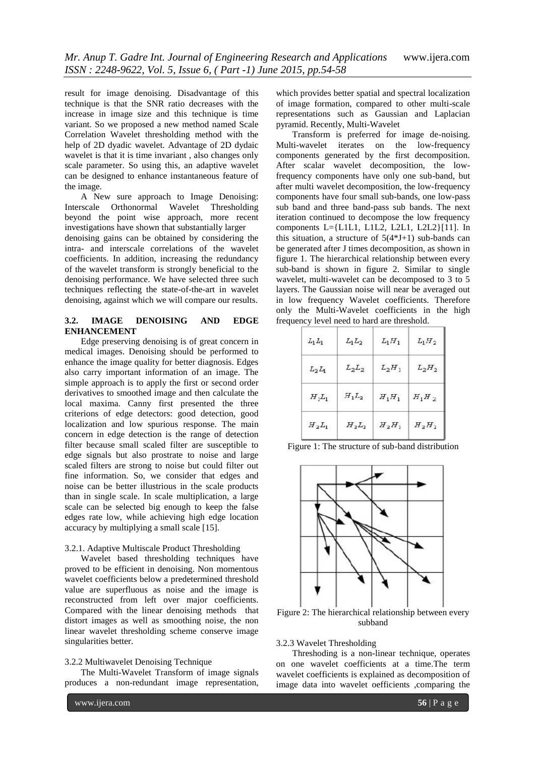result for image denoising. Disadvantage of this technique is that the SNR ratio decreases with the increase in image size and this technique is time variant. So we proposed a new method named Scale Correlation Wavelet thresholding method with the help of 2D dyadic wavelet. Advantage of 2D dydaic wavelet is that it is time invariant , also changes only scale parameter. So using this, an adaptive wavelet can be designed to enhance instantaneous feature of the image.

A New sure approach to Image Denoising: Interscale Orthonormal Wavelet Thresholding beyond the point wise approach, more recent investigations have shown that substantially larger denoising gains can be obtained by considering the intra- and interscale correlations of the wavelet coefficients. In addition, increasing the redundancy of the wavelet transform is strongly beneficial to the denoising performance. We have selected three such techniques reflecting the state-of-the-art in wavelet denoising, against which we will compare our results.

### 3.2. IMAGE DENOISING AND EDGE ENHANCEMENT

Edge preserving denoising is of great concern in medical images. Denoising should be performed to enhance the image quality for better diagnosis. Edges also carry important information of an image. The simple approach is to apply the first or second order derivatives to smoothed image and then calculate the local maxima. Canny first presented the three criterions of edge detectors: good detection, good localization and low spurious response. The main concern in edge detection is the range of detection filter because small scaled filter are susceptible to edge signals but also prostrate to noise and large scaled filters are strong to noise but could filter out fine information. So, we consider that edges and noise can be better illustrious in the scale products than in single scale. In scale multiplication, a large scale can be selected big enough to keep the false edges rate low, while achieving high edge location accuracy by multiplying a small scale [15].

#### 3.2.1. Adaptive Multiscale Product Thresholding

Wavelet based thresholding techniques have proved to be efficient in denoising. Non momentous wavelet coefficients below a predetermined threshold value are superfluous as noise and the image is reconstructed from left over major coefficients. Compared with the linear denoising methods that distort images as well as smoothing noise, the non linear wavelet thresholding scheme conserve image singularities better.

#### 3.2.2 Multiwavelet Denoising Technique

The Multi-Wavelet Transform of image signals produces a non-redundant image representation, which provides better spatial and spectral localization of image formation, compared to other multi-scale representations such as Gaussian and Laplacian pyramid. Recently, Multi-Wavelet

Transform is preferred for image de-noising. Multi-wavelet iterates on the low-frequency components generated by the first decomposition. After scalar wavelet decomposition, the low-frequency components have only one sub-band, but after multi wavelet decomposition, the low-frequency components have four small sub-bands, one low-pass sub band and three band-pass sub bands. The next iteration continued to decompose the low frequency components L={L1L1, L1L2, L2L1, L2L2}[11]. In this situation, a structure of 5(4*J+1) sub-bands can be generated after J times decomposition, as shown in figure 1. The hierarchical relationship between every sub-band is shown in figure 2. Similar to single wavelet, multi-wavelet can be decomposed to 3 to 5 layers. The Gaussian noise will near be averaged out in low frequency Wavelet coefficients. Therefore only the Multi-Wavelet coefficients in the high frequency level need to hard are threshold.

| | | | |
|---|---|---|---|
| $L_1L_1$ | $L_1L_2$ | $L_1H_1$ | $L_1H_2$ |
| $L_2L_1$ | $L_2L_2$ | $L_2H_1$ | $L_2H_2$ |
| $H_1L_1$ | $H_1L_2$ | $H_1H_1$ | $H_1H_2$ |
| $H_2L_1$ | $H_2L_2$ | $H_2H_1$ | $H_2H_2$ |

Figure 1: The structure of sub-band distribution

Figure 2: The hierarchical relationship between every subband

#### 3.2.3 Wavelet Thresholding

Threshoding is a non-linear technique, operates on one wavelet coefficients at a time.The term wavelet coefficients is explained as decomposition of image data into wavelet oefficients ,comparing the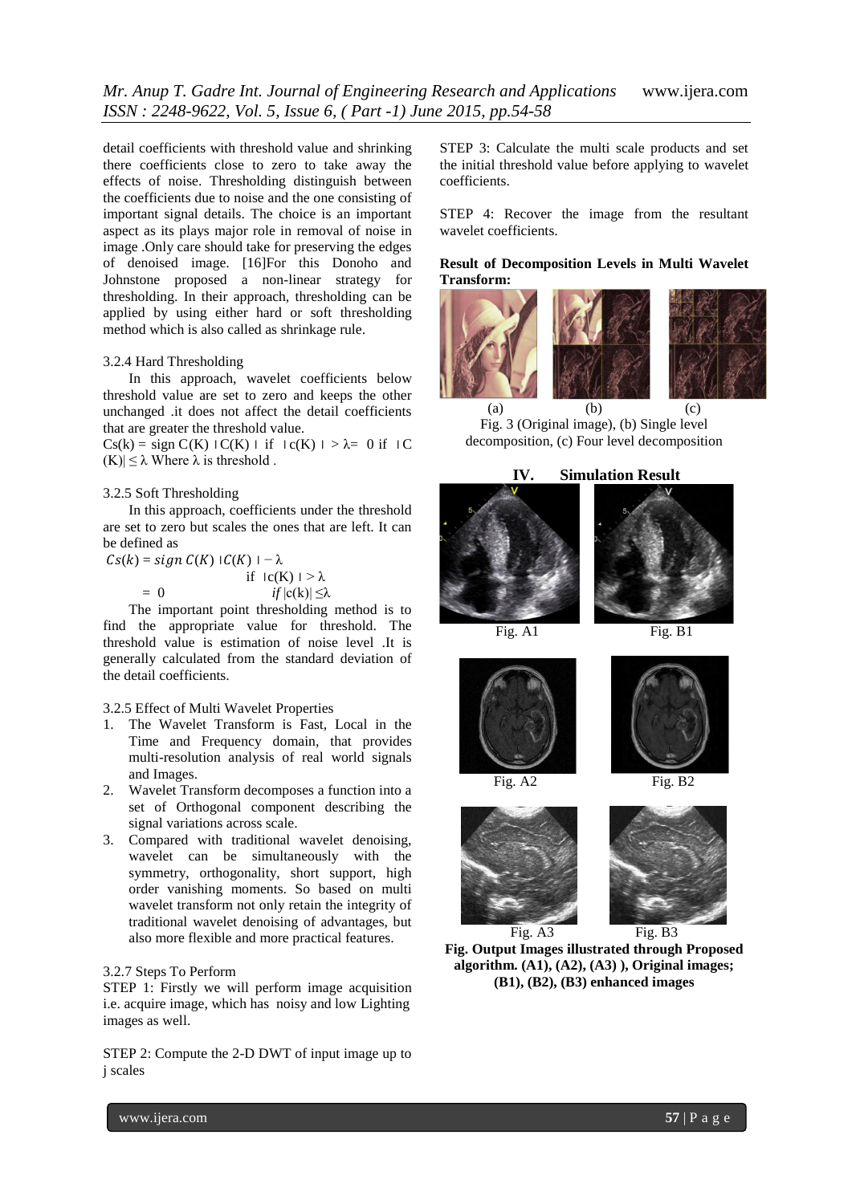detail coefficients with threshold value and shrinking there coefficients close to zero to take away the effects of noise. Thresholding distinguish between the coefficients due to noise and the one consisting of important signal details. The choice is an important aspect as its plays major role in removal of noise in image .Only care should take for preserving the edges of denoised image. [16]For this Donoho and Johnstone proposed a non-linear strategy for thresholding. In their approach, thresholding can be applied by using either hard or soft thresholding method which is also called as shrinkage rule.

3.2.4 Hard Thresholding

In this approach, wavelet coefficients below threshold value are set to zero and keeps the other unchanged .it does not affect the detail coefficients that are greater the threshold value.

$Cs(k) = \text{sign } C(K) \mid C(K) \mid$ if $\mid c(K) \mid > \lambda = 0$ if $\mid C(K)\mid \leq \lambda$ Where λ is threshold .

3.2.5 Soft Thresholding

In this approach, coefficients under the threshold are set to zero but scales the ones that are left. It can be defined as

$$Cs(k) = sign\ C(K) \mid C(K) \mid - \lambda \quad \text{if } \mid c(K) \mid > \lambda$$

$$= 0 \quad \text{if } |c(k)| \leq \lambda$$

The important point thresholding method is to find the appropriate value for threshold. The threshold value is estimation of noise level .It is generally calculated from the standard deviation of the detail coefficients.

3.2.5 Effect of Multi Wavelet Properties

1. The Wavelet Transform is Fast, Local in the Time and Frequency domain, that provides multi-resolution analysis of real world signals and Images.
2. Wavelet Transform decomposes a function into a set of Orthogonal component describing the signal variations across scale.
3. Compared with traditional wavelet denoising, wavelet can be simultaneously with the symmetry, orthogonality, short support, high order vanishing moments. So based on multi wavelet transform not only retain the integrity of traditional wavelet denoising of advantages, but also more flexible and more practical features.

3.2.7 Steps To Perform

STEP 1: Firstly we will perform image acquisition i.e. acquire image, which has noisy and low Lighting images as well.

STEP 2: Compute the 2-D DWT of input image up to j scales

STEP 3: Calculate the multi scale products and set the initial threshold value before applying to wavelet coefficients.

STEP 4: Recover the image from the resultant wavelet coefficients.

**Result of Decomposition Levels in Multi Wavelet Transform:**

(a) (b) (c)

Fig. 3 (Original image), (b) Single level decomposition, (c) Four level decomposition

## IV. Simulation Result

Fig. A1 Fig. B1

Fig. A2 Fig. B2

Fig. A3 Fig. B3

**Fig. Output Images illustrated through Proposed algorithm. (A1), (A2), (A3) ), Original images; (B1), (B2), (B3) enhanced images**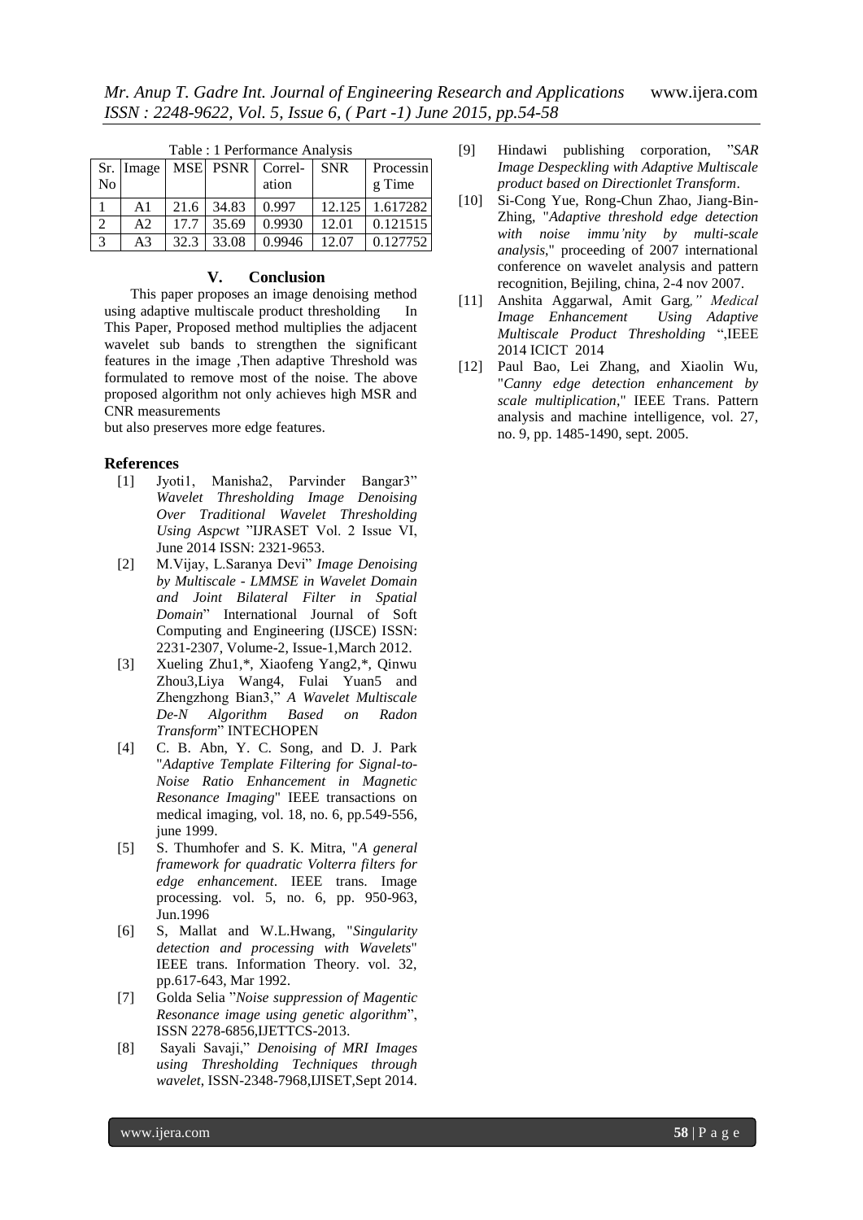Table : 1 Performance Analysis

| Sr. No | Image | MSE | PSNR | Correl-ation | SNR | Processing Time |
|---|---|---|---|---|---|---|
| 1 | A1 | 21.6 | 34.83 | 0.997 | 12.125 | 1.617282 |
| 2 | A2 | 17.7 | 35.69 | 0.9930 | 12.01 | 0.121515 |
| 3 | A3 | 32.3 | 33.08 | 0.9946 | 12.07 | 0.127752 |

## V. Conclusion

This paper proposes an image denoising method using adaptive multiscale product thresholding In This Paper, Proposed method multiplies the adjacent wavelet sub bands to strengthen the significant features in the image ,Then adaptive Threshold was formulated to remove most of the noise. The above proposed algorithm not only achieves high MSR and CNR measurements
but also preserves more edge features.

## References

[1] Jyoti1, Manisha2, Parvinder Bangar3" *Wavelet Thresholding Image Denoising Over Traditional Wavelet Thresholding Using Aspcwt* "IJRASET Vol. 2 Issue VI, June 2014 ISSN: 2321-9653.

[2] M.Vijay, L.Saranya Devi" *Image Denoising by Multiscale - LMMSE in Wavelet Domain and Joint Bilateral Filter in Spatial Domain*" International Journal of Soft Computing and Engineering (IJSCE) ISSN: 2231-2307, Volume-2, Issue-1,March 2012.

[3] Xueling Zhu1,*, Xiaofeng Yang2,*, Qinwu Zhou3,Liya Wang4, Fulai Yuan5 and Zhengzhong Bian3," *A Wavelet Multiscale De-N Algorithm Based on Radon Transform*" INTECHOPEN

[4] C. B. Abn, Y. C. Song, and D. J. Park "*Adaptive Template Filtering for Signal-to-Noise Ratio Enhancement in Magnetic Resonance Imaging*" IEEE transactions on medical imaging, vol. 18, no. 6, pp.549-556, june 1999.

[5] S. Thumhofer and S. K. Mitra, "*A general framework for quadratic Volterra filters for edge enhancement*. IEEE trans. Image processing. vol. 5, no. 6, pp. 950-963, Jun.1996

[6] S, Mallat and W.L.Hwang, "*Singularity detection and processing with Wavelets*" IEEE trans. Information Theory. vol. 32, pp.617-643, Mar 1992.

[7] Golda Selia "*Noise suppression of Magentic Resonance image using genetic algorithm*", ISSN 2278-6856,IJETTCS-2013.

[8] Sayali Savaji," *Denoising of MRI Images using Thresholding Techniques through wavelet*, ISSN-2348-7968,IJISET,Sept 2014.

[9] Hindawi publishing corporation, "*SAR Image Despeckling with Adaptive Multiscale product based on Directionlet Transform*.

[10] Si-Cong Yue, Rong-Chun Zhao, Jiang-Bin-Zhing, "*Adaptive threshold edge detection with noise immu'nity by multi-scale analysis*," proceeding of 2007 international conference on wavelet analysis and pattern recognition, Bejiling, china, 2-4 nov 2007.

[11] Anshita Aggarwal, Amit Garg*," Medical Image Enhancement Using Adaptive Multiscale Product Thresholding* ",IEEE 2014 ICICT 2014

[12] Paul Bao, Lei Zhang, and Xiaolin Wu, "*Canny edge detection enhancement by scale multiplication*," IEEE Trans. Pattern analysis and machine intelligence, vol. 27, no. 9, pp. 1485-1490, sept. 2005.